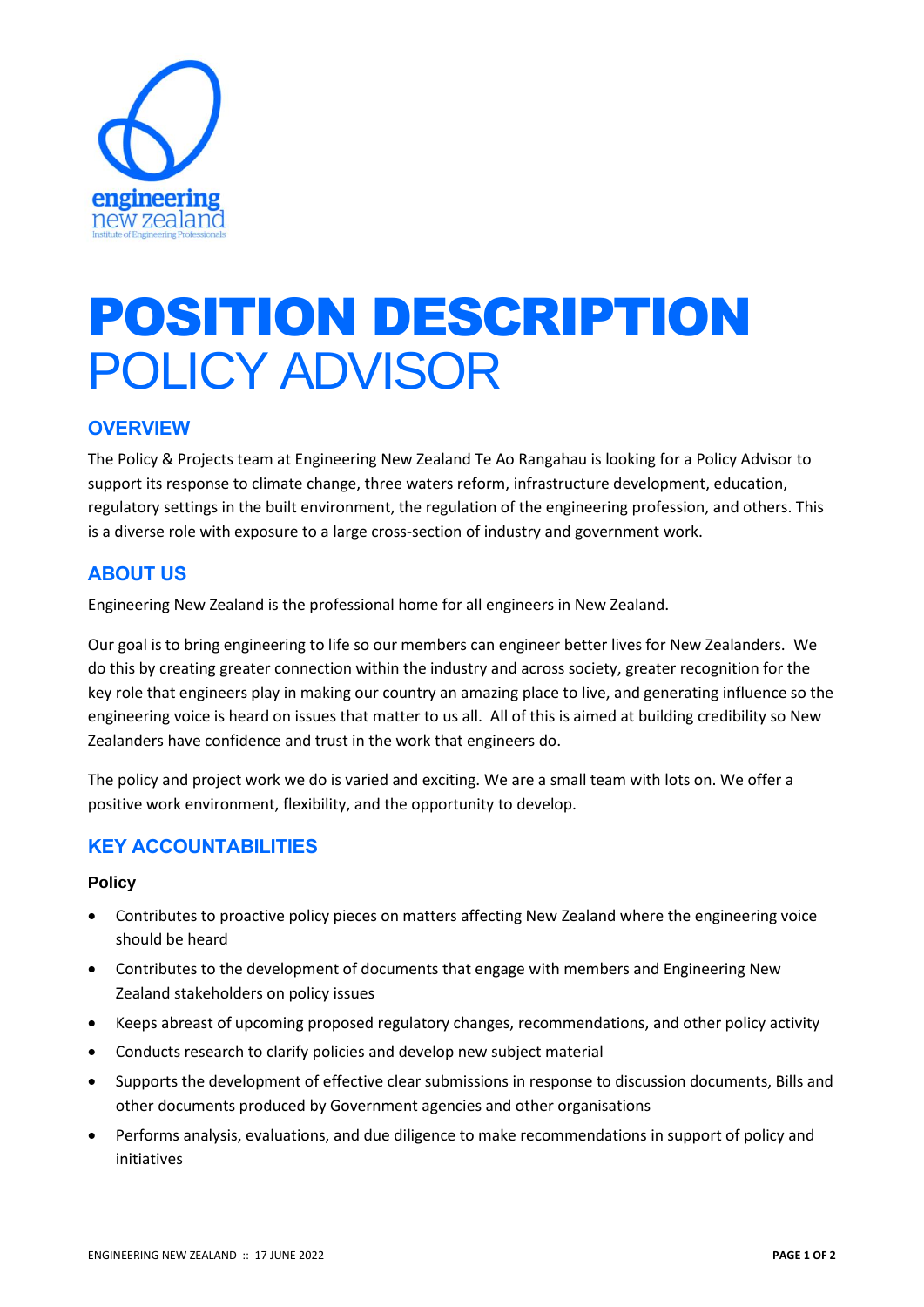# POSITION DESCRIPTION
# POLICY ADVISOR

## OVERVIEW

The Policy & Projects team at Engineering New Zealand Te Ao Rangahau is looking for a Policy Advisor to support its response to climate change, three waters reform, infrastructure development, education, regulatory settings in the built environment, the regulation of the engineering profession, and others. This is a diverse role with exposure to a large cross-section of industry and government work.

## ABOUT US

Engineering New Zealand is the professional home for all engineers in New Zealand.

Our goal is to bring engineering to life so our members can engineer better lives for New Zealanders. We do this by creating greater connection within the industry and across society, greater recognition for the key role that engineers play in making our country an amazing place to live, and generating influence so the engineering voice is heard on issues that matter to us all. All of this is aimed at building credibility so New Zealanders have confidence and trust in the work that engineers do.

The policy and project work we do is varied and exciting. We are a small team with lots on. We offer a positive work environment, flexibility, and the opportunity to develop.

## KEY ACCOUNTABILITIES

### Policy

- Contributes to proactive policy pieces on matters affecting New Zealand where the engineering voice should be heard
- Contributes to the development of documents that engage with members and Engineering New Zealand stakeholders on policy issues
- Keeps abreast of upcoming proposed regulatory changes, recommendations, and other policy activity
- Conducts research to clarify policies and develop new subject material
- Supports the development of effective clear submissions in response to discussion documents, Bills and other documents produced by Government agencies and other organisations
- Performs analysis, evaluations, and due diligence to make recommendations in support of policy and initiatives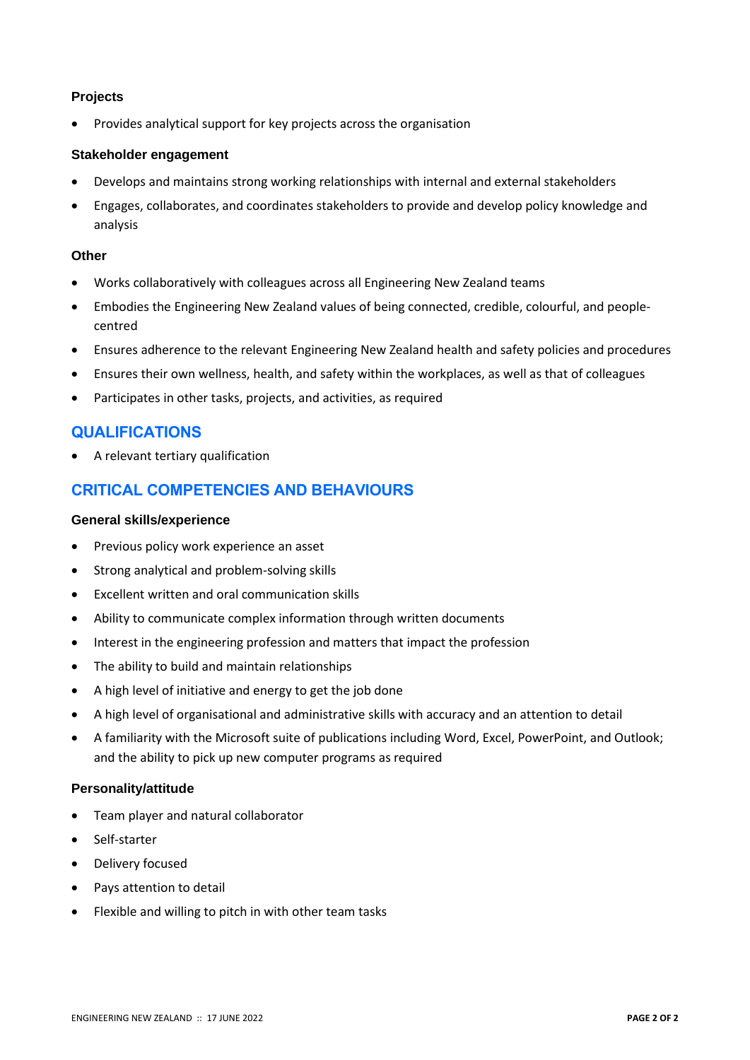### Projects

- Provides analytical support for key projects across the organisation

### Stakeholder engagement

- Develops and maintains strong working relationships with internal and external stakeholders
- Engages, collaborates, and coordinates stakeholders to provide and develop policy knowledge and analysis

### Other

- Works collaboratively with colleagues across all Engineering New Zealand teams
- Embodies the Engineering New Zealand values of being connected, credible, colourful, and people-centred
- Ensures adherence to the relevant Engineering New Zealand health and safety policies and procedures
- Ensures their own wellness, health, and safety within the workplaces, as well as that of colleagues
- Participates in other tasks, projects, and activities, as required

## QUALIFICATIONS

- A relevant tertiary qualification

## CRITICAL COMPETENCIES AND BEHAVIOURS

### General skills/experience

- Previous policy work experience an asset
- Strong analytical and problem-solving skills
- Excellent written and oral communication skills
- Ability to communicate complex information through written documents
- Interest in the engineering profession and matters that impact the profession
- The ability to build and maintain relationships
- A high level of initiative and energy to get the job done
- A high level of organisational and administrative skills with accuracy and an attention to detail
- A familiarity with the Microsoft suite of publications including Word, Excel, PowerPoint, and Outlook; and the ability to pick up new computer programs as required

### Personality/attitude

- Team player and natural collaborator
- Self-starter
- Delivery focused
- Pays attention to detail
- Flexible and willing to pitch in with other team tasks